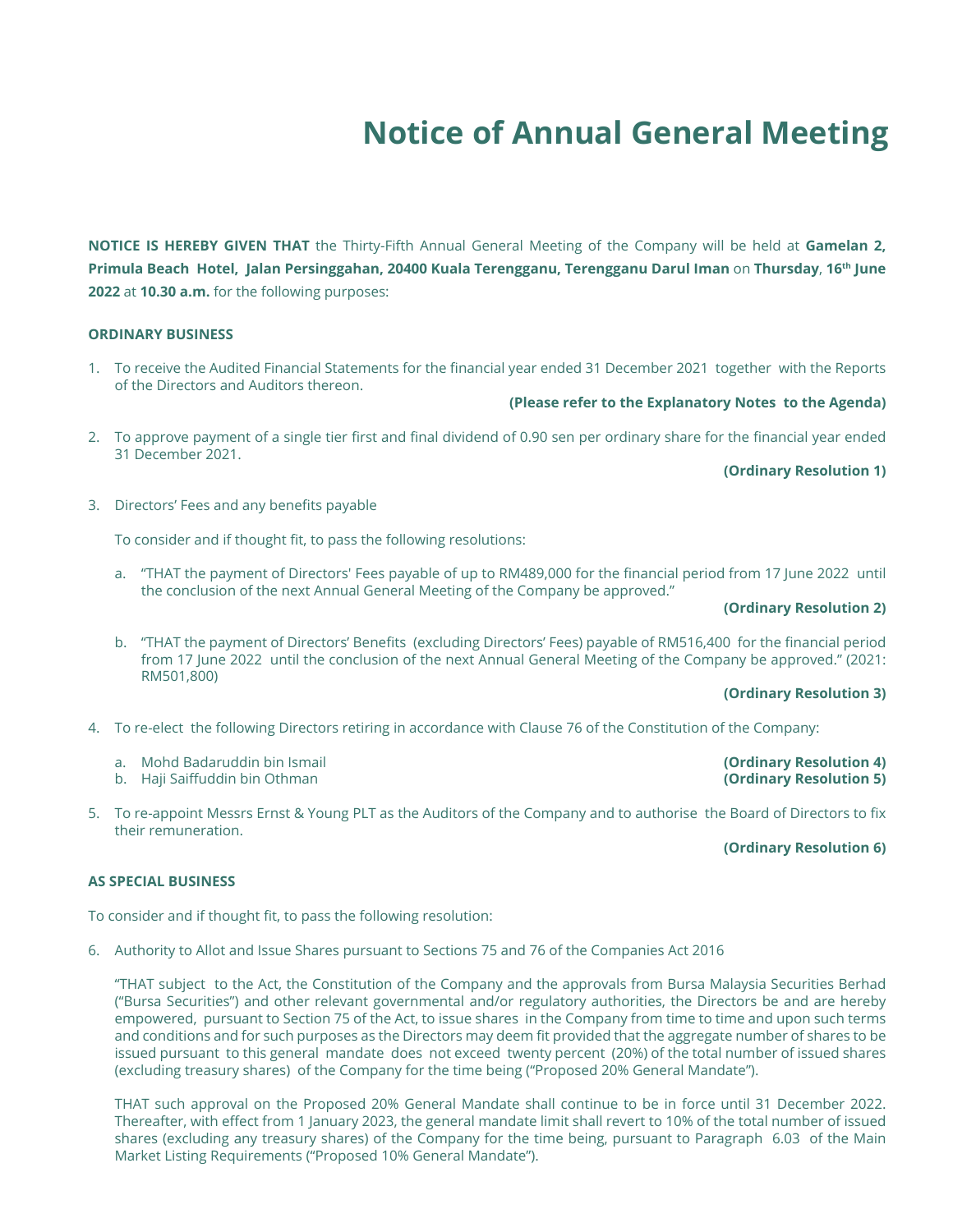# Notice of Annual General Meeting

**NOTICE IS HEREBY GIVEN THAT** the Thirty-Fifth Annual General Meeting of the Company will be held at **Gamelan 2, Primula Beach Hotel, Jalan Persinggahan, 20400 Kuala Terengganu, Terengganu Darul Iman** on **Thursday**, **16th June 2022** at **10.30 a.m.** for the following purposes:

**ORDINARY BUSINESS**

1. To receive the Audited Financial Statements for the financial year ended 31 December 2021 together with the Reports of the Directors and Auditors thereon.

   **(Please refer to the Explanatory Notes to the Agenda)**

2. To approve payment of a single tier first and final dividend of 0.90 sen per ordinary share for the financial year ended 31 December 2021.

   **(Ordinary Resolution 1)**

3. Directors' Fees and any benefits payable

   To consider and if thought fit, to pass the following resolutions:

   a. "THAT the payment of Directors' Fees payable of up to RM489,000 for the financial period from 17 June 2022 until the conclusion of the next Annual General Meeting of the Company be approved."

   **(Ordinary Resolution 2)**

   b. "THAT the payment of Directors' Benefits (excluding Directors' Fees) payable of RM516,400 for the financial period from 17 June 2022 until the conclusion of the next Annual General Meeting of the Company be approved." (2021: RM501,800)

   **(Ordinary Resolution 3)**

4. To re-elect the following Directors retiring in accordance with Clause 76 of the Constitution of the Company:

   a. Mohd Badaruddin bin Ismail **(Ordinary Resolution 4)**
   b. Haji Saiffuddin bin Othman **(Ordinary Resolution 5)**

5. To re-appoint Messrs Ernst & Young PLT as the Auditors of the Company and to authorise the Board of Directors to fix their remuneration.

   **(Ordinary Resolution 6)**

**AS SPECIAL BUSINESS**

To consider and if thought fit, to pass the following resolution:

6. Authority to Allot and Issue Shares pursuant to Sections 75 and 76 of the Companies Act 2016

   "THAT subject to the Act, the Constitution of the Company and the approvals from Bursa Malaysia Securities Berhad ("Bursa Securities") and other relevant governmental and/or regulatory authorities, the Directors be and are hereby empowered, pursuant to Section 75 of the Act, to issue shares in the Company from time to time and upon such terms and conditions and for such purposes as the Directors may deem fit provided that the aggregate number of shares to be issued pursuant to this general mandate does not exceed twenty percent (20%) of the total number of issued shares (excluding treasury shares) of the Company for the time being ("Proposed 20% General Mandate").

   THAT such approval on the Proposed 20% General Mandate shall continue to be in force until 31 December 2022. Thereafter, with effect from 1 January 2023, the general mandate limit shall revert to 10% of the total number of issued shares (excluding any treasury shares) of the Company for the time being, pursuant to Paragraph 6.03 of the Main Market Listing Requirements ("Proposed 10% General Mandate").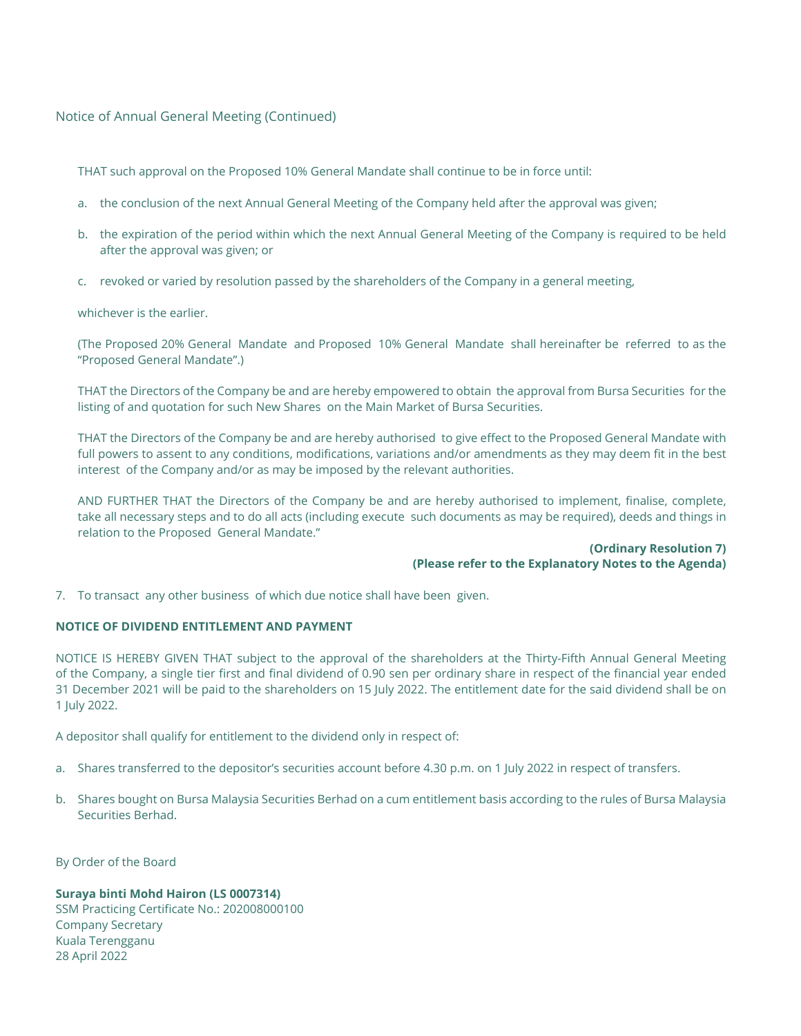Notice of Annual General Meeting (Continued)

THAT such approval on the Proposed 10% General Mandate shall continue to be in force until:

a. the conclusion of the next Annual General Meeting of the Company held after the approval was given;

b. the expiration of the period within which the next Annual General Meeting of the Company is required to be held after the approval was given; or

c. revoked or varied by resolution passed by the shareholders of the Company in a general meeting,

whichever is the earlier.

(The Proposed 20% General Mandate and Proposed 10% General Mandate shall hereinafter be referred to as the "Proposed General Mandate".)

THAT the Directors of the Company be and are hereby empowered to obtain the approval from Bursa Securities for the listing of and quotation for such New Shares on the Main Market of Bursa Securities.

THAT the Directors of the Company be and are hereby authorised to give effect to the Proposed General Mandate with full powers to assent to any conditions, modifications, variations and/or amendments as they may deem fit in the best interest of the Company and/or as may be imposed by the relevant authorities.

AND FURTHER THAT the Directors of the Company be and are hereby authorised to implement, finalise, complete, take all necessary steps and to do all acts (including execute such documents as may be required), deeds and things in relation to the Proposed General Mandate."

**(Ordinary Resolution 7)**
**(Please refer to the Explanatory Notes to the Agenda)**

7. To transact any other business of which due notice shall have been given.

**NOTICE OF DIVIDEND ENTITLEMENT AND PAYMENT**

NOTICE IS HEREBY GIVEN THAT subject to the approval of the shareholders at the Thirty-Fifth Annual General Meeting of the Company, a single tier first and final dividend of 0.90 sen per ordinary share in respect of the financial year ended 31 December 2021 will be paid to the shareholders on 15 July 2022. The entitlement date for the said dividend shall be on 1 July 2022.

A depositor shall qualify for entitlement to the dividend only in respect of:

a. Shares transferred to the depositor's securities account before 4.30 p.m. on 1 July 2022 in respect of transfers.

b. Shares bought on Bursa Malaysia Securities Berhad on a cum entitlement basis according to the rules of Bursa Malaysia Securities Berhad.

By Order of the Board

**Suraya binti Mohd Hairon (LS 0007314)**
SSM Practicing Certificate No.: 202008000100
Company Secretary
Kuala Terengganu
28 April 2022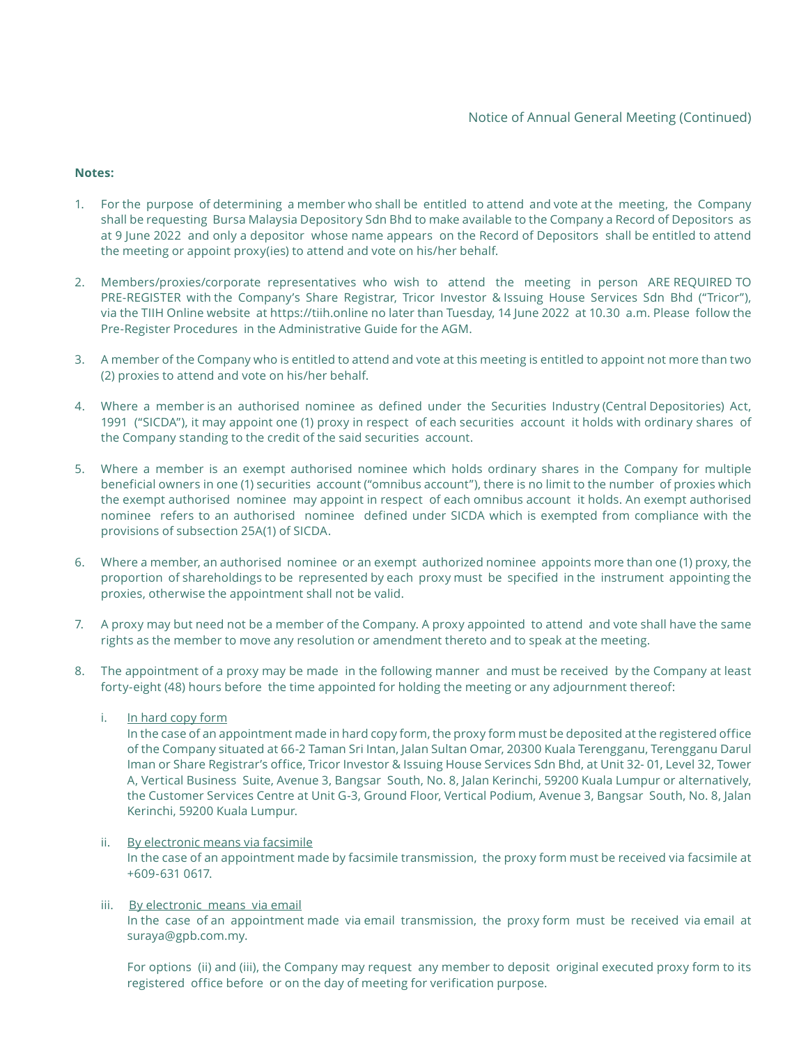**Notes:**

1. For the purpose of determining a member who shall be entitled to attend and vote at the meeting, the Company shall be requesting Bursa Malaysia Depository Sdn Bhd to make available to the Company a Record of Depositors as at 9 June 2022 and only a depositor whose name appears on the Record of Depositors shall be entitled to attend the meeting or appoint proxy(ies) to attend and vote on his/her behalf.

2. Members/proxies/corporate representatives who wish to attend the meeting in person ARE REQUIRED TO PRE-REGISTER with the Company's Share Registrar, Tricor Investor & Issuing House Services Sdn Bhd ("Tricor"), via the TIIH Online website at https://tiih.online no later than Tuesday, 14 June 2022 at 10.30 a.m. Please follow the Pre-Register Procedures in the Administrative Guide for the AGM.

3. A member of the Company who is entitled to attend and vote at this meeting is entitled to appoint not more than two (2) proxies to attend and vote on his/her behalf.

4. Where a member is an authorised nominee as defined under the Securities Industry (Central Depositories) Act, 1991 ("SICDA"), it may appoint one (1) proxy in respect of each securities account it holds with ordinary shares of the Company standing to the credit of the said securities account.

5. Where a member is an exempt authorised nominee which holds ordinary shares in the Company for multiple beneficial owners in one (1) securities account ("omnibus account"), there is no limit to the number of proxies which the exempt authorised nominee may appoint in respect of each omnibus account it holds. An exempt authorised nominee refers to an authorised nominee defined under SICDA which is exempted from compliance with the provisions of subsection 25A(1) of SICDA.

6. Where a member, an authorised nominee or an exempt authorized nominee appoints more than one (1) proxy, the proportion of shareholdings to be represented by each proxy must be specified in the instrument appointing the proxies, otherwise the appointment shall not be valid.

7. A proxy may but need not be a member of the Company. A proxy appointed to attend and vote shall have the same rights as the member to move any resolution or amendment thereto and to speak at the meeting.

8. The appointment of a proxy may be made in the following manner and must be received by the Company at least forty-eight (48) hours before the time appointed for holding the meeting or any adjournment thereof:

   i. In hard copy form
   In the case of an appointment made in hard copy form, the proxy form must be deposited at the registered office of the Company situated at 66-2 Taman Sri Intan, Jalan Sultan Omar, 20300 Kuala Terengganu, Terengganu Darul Iman or Share Registrar's office, Tricor Investor & Issuing House Services Sdn Bhd, at Unit 32- 01, Level 32, Tower A, Vertical Business Suite, Avenue 3, Bangsar South, No. 8, Jalan Kerinchi, 59200 Kuala Lumpur or alternatively, the Customer Services Centre at Unit G-3, Ground Floor, Vertical Podium, Avenue 3, Bangsar South, No. 8, Jalan Kerinchi, 59200 Kuala Lumpur.

   ii. By electronic means via facsimile
   In the case of an appointment made by facsimile transmission, the proxy form must be received via facsimile at +609-631 0617.

   iii. By electronic means via email
   In the case of an appointment made via email transmission, the proxy form must be received via email at suraya@gpb.com.my.

   For options (ii) and (iii), the Company may request any member to deposit original executed proxy form to its registered office before or on the day of meeting for verification purpose.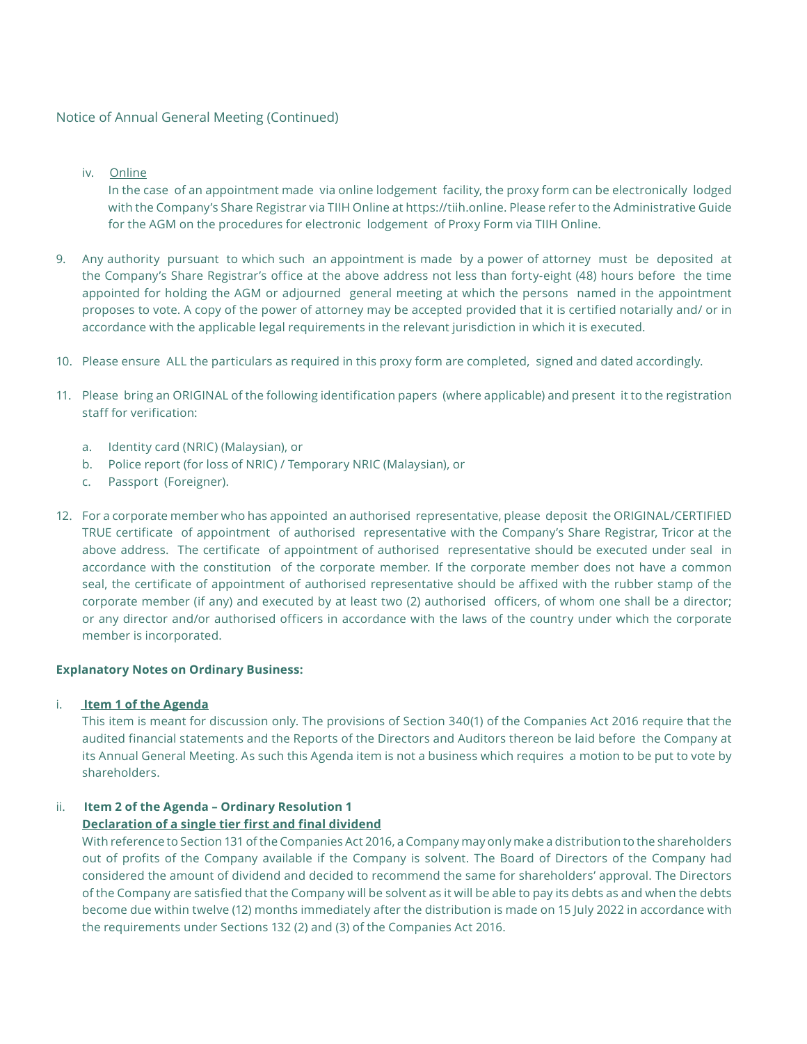Notice of Annual General Meeting (Continued)

iv. Online

In the case of an appointment made via online lodgement facility, the proxy form can be electronically lodged with the Company's Share Registrar via TIIH Online at https://tiih.online. Please refer to the Administrative Guide for the AGM on the procedures for electronic lodgement of Proxy Form via TIIH Online.

9. Any authority pursuant to which such an appointment is made by a power of attorney must be deposited at the Company's Share Registrar's office at the above address not less than forty-eight (48) hours before the time appointed for holding the AGM or adjourned general meeting at which the persons named in the appointment proposes to vote. A copy of the power of attorney may be accepted provided that it is certified notarially and/ or in accordance with the applicable legal requirements in the relevant jurisdiction in which it is executed.

10. Please ensure ALL the particulars as required in this proxy form are completed, signed and dated accordingly.

11. Please bring an ORIGINAL of the following identification papers (where applicable) and present it to the registration staff for verification:

    a. Identity card (NRIC) (Malaysian), or
    b. Police report (for loss of NRIC) / Temporary NRIC (Malaysian), or
    c. Passport (Foreigner).

12. For a corporate member who has appointed an authorised representative, please deposit the ORIGINAL/CERTIFIED TRUE certificate of appointment of authorised representative with the Company's Share Registrar, Tricor at the above address. The certificate of appointment of authorised representative should be executed under seal in accordance with the constitution of the corporate member. If the corporate member does not have a common seal, the certificate of appointment of authorised representative should be affixed with the rubber stamp of the corporate member (if any) and executed by at least two (2) authorised officers, of whom one shall be a director; or any director and/or authorised officers in accordance with the laws of the country under which the corporate member is incorporated.

**Explanatory Notes on Ordinary Business:**

i. **Item 1 of the Agenda**

This item is meant for discussion only. The provisions of Section 340(1) of the Companies Act 2016 require that the audited financial statements and the Reports of the Directors and Auditors thereon be laid before the Company at its Annual General Meeting. As such this Agenda item is not a business which requires a motion to be put to vote by shareholders.

ii. **Item 2 of the Agenda – Ordinary Resolution 1**

**Declaration of a single tier first and final dividend**

With reference to Section 131 of the Companies Act 2016, a Company may only make a distribution to the shareholders out of profits of the Company available if the Company is solvent. The Board of Directors of the Company had considered the amount of dividend and decided to recommend the same for shareholders' approval. The Directors of the Company are satisfied that the Company will be solvent as it will be able to pay its debts as and when the debts become due within twelve (12) months immediately after the distribution is made on 15 July 2022 in accordance with the requirements under Sections 132 (2) and (3) of the Companies Act 2016.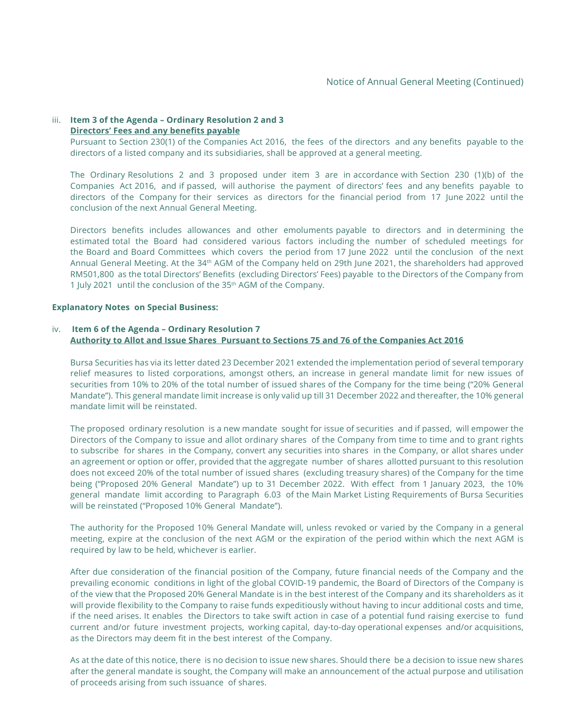iii. **Item 3 of the Agenda – Ordinary Resolution 2 and 3**
**<u>Directors' Fees and any benefits payable</u>**

Pursuant to Section 230(1) of the Companies Act 2016, the fees of the directors and any benefits payable to the directors of a listed company and its subsidiaries, shall be approved at a general meeting.

The Ordinary Resolutions 2 and 3 proposed under item 3 are in accordance with Section 230 (1)(b) of the Companies Act 2016, and if passed, will authorise the payment of directors' fees and any benefits payable to directors of the Company for their services as directors for the financial period from 17 June 2022 until the conclusion of the next Annual General Meeting.

Directors benefits includes allowances and other emoluments payable to directors and in determining the estimated total the Board had considered various factors including the number of scheduled meetings for the Board and Board Committees which covers the period from 17 June 2022 until the conclusion of the next Annual General Meeting. At the 34th AGM of the Company held on 29th June 2021, the shareholders had approved RM501,800 as the total Directors' Benefits (excluding Directors' Fees) payable to the Directors of the Company from 1 July 2021 until the conclusion of the 35th AGM of the Company.

**Explanatory Notes on Special Business:**

iv. **Item 6 of the Agenda – Ordinary Resolution 7**
**<u>Authority to Allot and Issue Shares Pursuant to Sections 75 and 76 of the Companies Act 2016</u>**

Bursa Securities has via its letter dated 23 December 2021 extended the implementation period of several temporary relief measures to listed corporations, amongst others, an increase in general mandate limit for new issues of securities from 10% to 20% of the total number of issued shares of the Company for the time being ("20% General Mandate"). This general mandate limit increase is only valid up till 31 December 2022 and thereafter, the 10% general mandate limit will be reinstated.

The proposed ordinary resolution is a new mandate sought for issue of securities and if passed, will empower the Directors of the Company to issue and allot ordinary shares of the Company from time to time and to grant rights to subscribe for shares in the Company, convert any securities into shares in the Company, or allot shares under an agreement or option or offer, provided that the aggregate number of shares allotted pursuant to this resolution does not exceed 20% of the total number of issued shares (excluding treasury shares) of the Company for the time being ("Proposed 20% General Mandate") up to 31 December 2022. With effect from 1 January 2023, the 10% general mandate limit according to Paragraph 6.03 of the Main Market Listing Requirements of Bursa Securities will be reinstated ("Proposed 10% General Mandate").

The authority for the Proposed 10% General Mandate will, unless revoked or varied by the Company in a general meeting, expire at the conclusion of the next AGM or the expiration of the period within which the next AGM is required by law to be held, whichever is earlier.

After due consideration of the financial position of the Company, future financial needs of the Company and the prevailing economic conditions in light of the global COVID-19 pandemic, the Board of Directors of the Company is of the view that the Proposed 20% General Mandate is in the best interest of the Company and its shareholders as it will provide flexibility to the Company to raise funds expeditiously without having to incur additional costs and time, if the need arises. It enables the Directors to take swift action in case of a potential fund raising exercise to fund current and/or future investment projects, working capital, day-to-day operational expenses and/or acquisitions, as the Directors may deem fit in the best interest of the Company.

As at the date of this notice, there is no decision to issue new shares. Should there be a decision to issue new shares after the general mandate is sought, the Company will make an announcement of the actual purpose and utilisation of proceeds arising from such issuance of shares.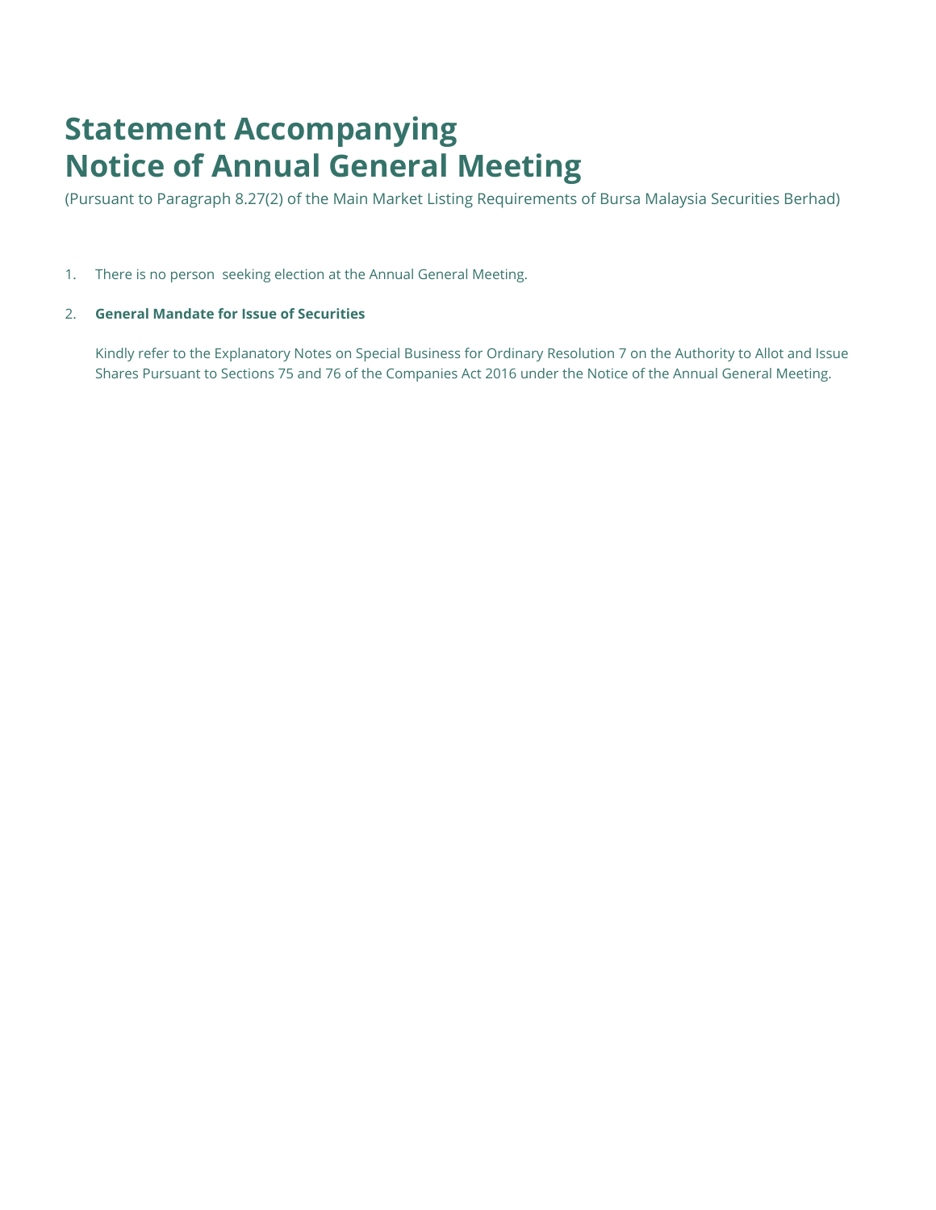# Statement Accompanying Notice of Annual General Meeting

(Pursuant to Paragraph 8.27(2) of the Main Market Listing Requirements of Bursa Malaysia Securities Berhad)

1. There is no person seeking election at the Annual General Meeting.

2. **General Mandate for Issue of Securities**

   Kindly refer to the Explanatory Notes on Special Business for Ordinary Resolution 7 on the Authority to Allot and Issue Shares Pursuant to Sections 75 and 76 of the Companies Act 2016 under the Notice of the Annual General Meeting.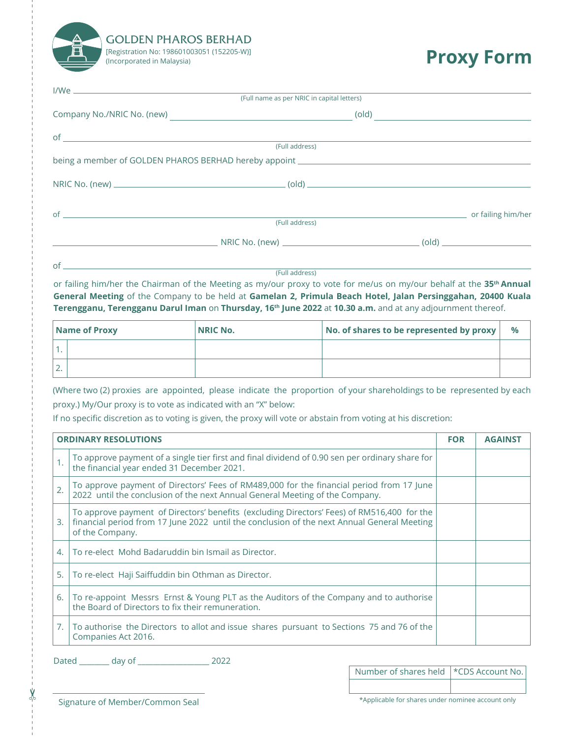**GOLDEN PHAROS BERHAD**
[Registration No: 198601003051 (152205-W)]
(Incorporated in Malaysia)

# Proxy Form

I/We ____________________________________________________________
(Full name as per NRIC in capital letters)

Company No./NRIC No. (new) ______________________ (old) ______________________

of ____________________________________________________________
(Full address)

being a member of GOLDEN PHAROS BERHAD hereby appoint ______________________

NRIC No. (new) ______________________ (old) ______________________

of ____________________________________________________________ or failing him/her
(Full address)

______________________ NRIC No. (new) ______________________ (old) ______________________

of ____________________________________________________________
(Full address)

or failing him/her the Chairman of the Meeting as my/our proxy to vote for me/us on my/our behalf at the **35th Annual General Meeting** of the Company to be held at **Gamelan 2, Primula Beach Hotel, Jalan Persinggahan, 20400 Kuala Terengganu, Terengganu Darul Iman** on **Thursday, 16th June 2022** at **10.30 a.m.** and at any adjournment thereof.

| Name of Proxy | NRIC No. | No. of shares to be represented by proxy | % |
|---|---|---|---|
| 1. | | | |
| 2. | | | |

(Where two (2) proxies are appointed, please indicate the proportion of your shareholdings to be represented by each proxy.) My/Our proxy is to vote as indicated with an "X" below:

If no specific discretion as to voting is given, the proxy will vote or abstain from voting at his discretion:

| | ORDINARY RESOLUTIONS | FOR | AGAINST |
|---|---|---|---|
| 1. | To approve payment of a single tier first and final dividend of 0.90 sen per ordinary share for the financial year ended 31 December 2021. | | |
| 2. | To approve payment of Directors' Fees of RM489,000 for the financial period from 17 June 2022 until the conclusion of the next Annual General Meeting of the Company. | | |
| 3. | To approve payment of Directors' benefits (excluding Directors' Fees) of RM516,400 for the financial period from 17 June 2022 until the conclusion of the next Annual General Meeting of the Company. | | |
| 4. | To re-elect Mohd Badaruddin bin Ismail as Director. | | |
| 5. | To re-elect Haji Saiffuddin bin Othman as Director. | | |
| 6. | To re-appoint Messrs Ernst & Young PLT as the Auditors of the Company and to authorise the Board of Directors to fix their remuneration. | | |
| 7. | To authorise the Directors to allot and issue shares pursuant to Sections 75 and 76 of the Companies Act 2016. | | |

Dated _______ day of _________________ 2022

| Number of shares held | *CDS Account No. |
|---|---|
| | |

*Applicable for shares under nominee account only

______________________________
Signature of Member/Common Seal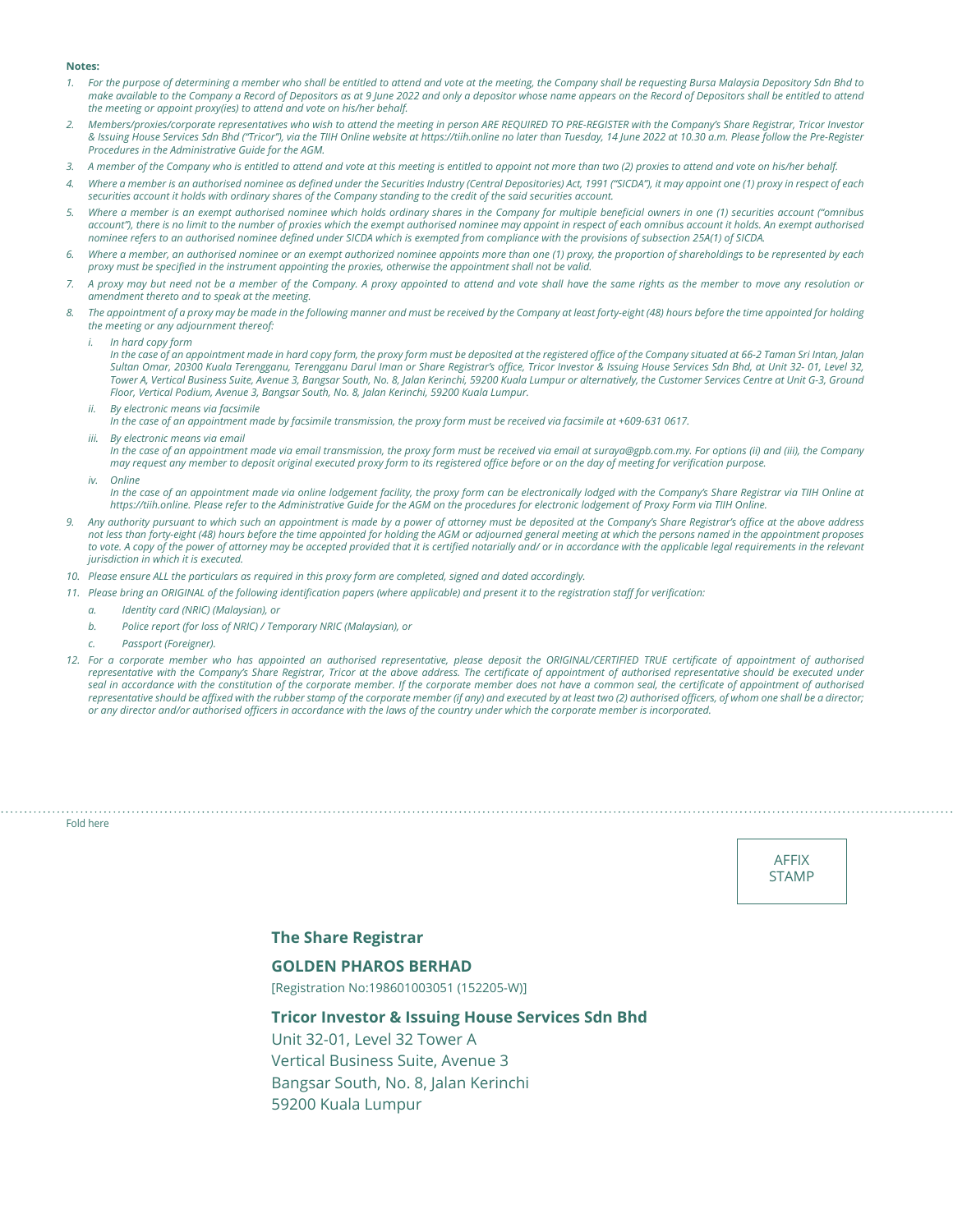**Notes:**

1. *For the purpose of determining a member who shall be entitled to attend and vote at the meeting, the Company shall be requesting Bursa Malaysia Depository Sdn Bhd to make available to the Company a Record of Depositors as at 9 June 2022 and only a depositor whose name appears on the Record of Depositors shall be entitled to attend the meeting or appoint proxy(ies) to attend and vote on his/her behalf.*
2. *Members/proxies/corporate representatives who wish to attend the meeting in person ARE REQUIRED TO PRE-REGISTER with the Company's Share Registrar, Tricor Investor & Issuing House Services Sdn Bhd ("Tricor"), via the TIIH Online website at https://tiih.online no later than Tuesday, 14 June 2022 at 10.30 a.m. Please follow the Pre-Register Procedures in the Administrative Guide for the AGM.*
3. *A member of the Company who is entitled to attend and vote at this meeting is entitled to appoint not more than two (2) proxies to attend and vote on his/her behalf.*
4. *Where a member is an authorised nominee as defined under the Securities Industry (Central Depositories) Act, 1991 ("SICDA"), it may appoint one (1) proxy in respect of each securities account it holds with ordinary shares of the Company standing to the credit of the said securities account.*
5. *Where a member is an exempt authorised nominee which holds ordinary shares in the Company for multiple beneficial owners in one (1) securities account ("omnibus account"), there is no limit to the number of proxies which the exempt authorised nominee may appoint in respect of each omnibus account it holds. An exempt authorised nominee refers to an authorised nominee defined under SICDA which is exempted from compliance with the provisions of subsection 25A(1) of SICDA.*
6. *Where a member, an authorised nominee or an exempt authorized nominee appoints more than one (1) proxy, the proportion of shareholdings to be represented by each proxy must be specified in the instrument appointing the proxies, otherwise the appointment shall not be valid.*
7. *A proxy may but need not be a member of the Company. A proxy appointed to attend and vote shall have the same rights as the member to move any resolution or amendment thereto and to speak at the meeting.*
8. *The appointment of a proxy may be made in the following manner and must be received by the Company at least forty-eight (48) hours before the time appointed for holding the meeting or any adjournment thereof:*
   - i. *In hard copy form*
     *In the case of an appointment made in hard copy form, the proxy form must be deposited at the registered office of the Company situated at 66-2 Taman Sri Intan, Jalan Sultan Omar, 20300 Kuala Terengganu, Terengganu Darul Iman or Share Registrar's office, Tricor Investor & Issuing House Services Sdn Bhd, at Unit 32- 01, Level 32, Tower A, Vertical Business Suite, Avenue 3, Bangsar South, No. 8, Jalan Kerinchi, 59200 Kuala Lumpur or alternatively, the Customer Services Centre at Unit G-3, Ground Floor, Vertical Podium, Avenue 3, Bangsar South, No. 8, Jalan Kerinchi, 59200 Kuala Lumpur.*
   - ii. *By electronic means via facsimile*
     *In the case of an appointment made by facsimile transmission, the proxy form must be received via facsimile at +609-631 0617.*
   - iii. *By electronic means via email*
     *In the case of an appointment made via email transmission, the proxy form must be received via email at suraya@gpb.com.my. For options (ii) and (iii), the Company may request any member to deposit original executed proxy form to its registered office before or on the day of meeting for verification purpose.*
   - iv. *Online*
     *In the case of an appointment made via online lodgement facility, the proxy form can be electronically lodged with the Company's Share Registrar via TIIH Online at https://tiih.online. Please refer to the Administrative Guide for the AGM on the procedures for electronic lodgement of Proxy Form via TIIH Online.*
9. *Any authority pursuant to which such an appointment is made by a power of attorney must be deposited at the Company's Share Registrar's office at the above address not less than forty-eight (48) hours before the time appointed for holding the AGM or adjourned general meeting at which the persons named in the appointment proposes to vote. A copy of the power of attorney may be accepted provided that it is certified notarially and/ or in accordance with the applicable legal requirements in the relevant jurisdiction in which it is executed.*
10. *Please ensure ALL the particulars as required in this proxy form are completed, signed and dated accordingly.*
11. *Please bring an ORIGINAL of the following identification papers (where applicable) and present it to the registration staff for verification:*
    - a. *Identity card (NRIC) (Malaysian), or*
    - b. *Police report (for loss of NRIC) / Temporary NRIC (Malaysian), or*
    - c. *Passport (Foreigner).*
12. *For a corporate member who has appointed an authorised representative, please deposit the ORIGINAL/CERTIFIED TRUE certificate of appointment of authorised representative with the Company's Share Registrar, Tricor at the above address. The certificate of appointment of authorised representative should be executed under seal in accordance with the constitution of the corporate member. If the corporate member does not have a common seal, the certificate of appointment of authorised representative should be affixed with the rubber stamp of the corporate member (if any) and executed by at least two (2) authorised officers, of whom one shall be a director; or any director and/or authorised officers in accordance with the laws of the country under which the corporate member is incorporated.*

Fold here

AFFIX STAMP

**The Share Registrar**

**GOLDEN PHAROS BERHAD**

[Registration No:198601003051 (152205-W)]

**Tricor Investor & Issuing House Services Sdn Bhd**

Unit 32-01, Level 32 Tower A
Vertical Business Suite, Avenue 3
Bangsar South, No. 8, Jalan Kerinchi
59200 Kuala Lumpur